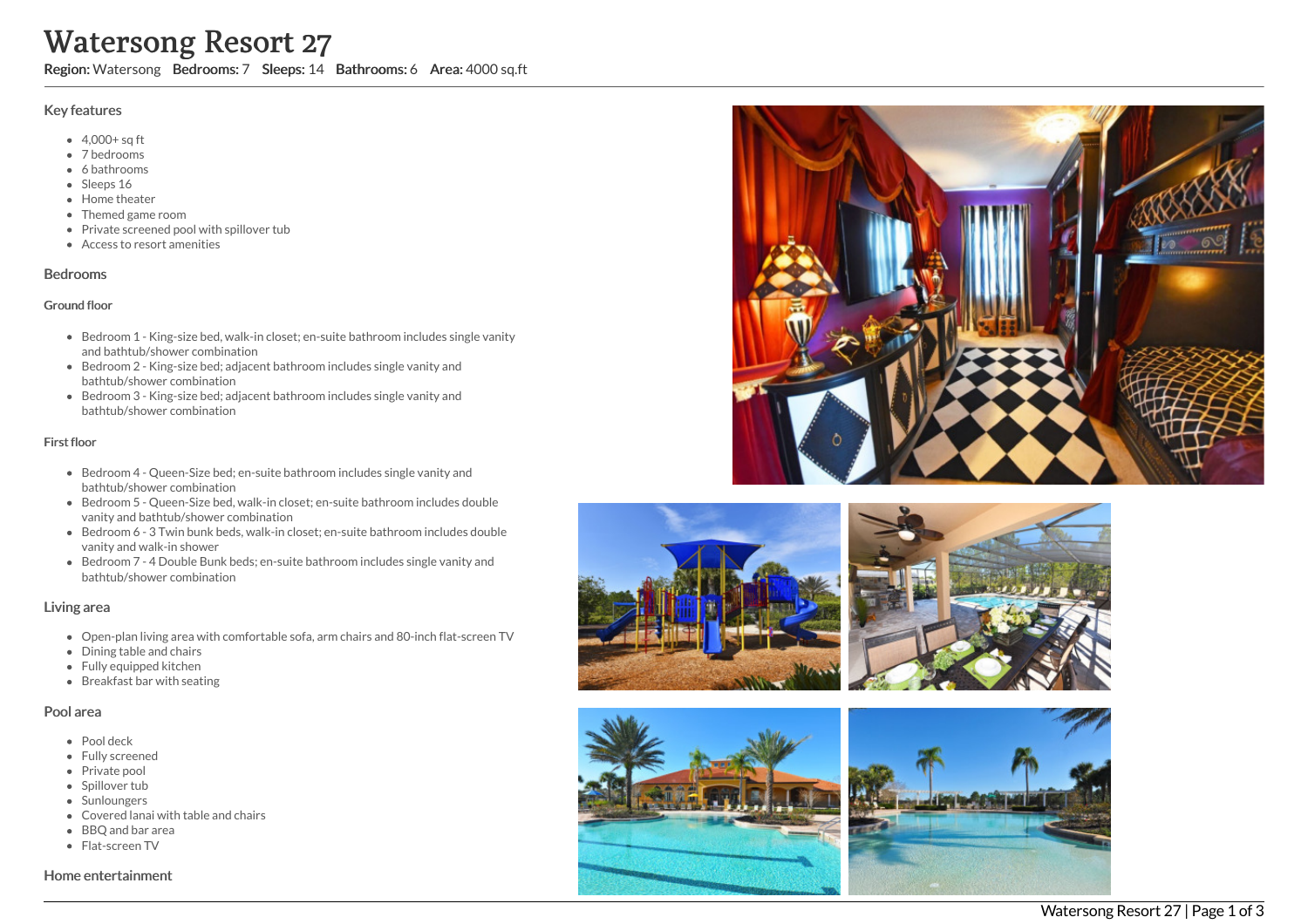# Watersong Resort 27

**Region:** Watersong **Bedrooms:** 7 **Sleeps:** 14 **Bathrooms:** 6 **Area:** 4000 sq.ft

## Key features

- 4,000+ sq ft
- 7 bedrooms
- 6 bathrooms
- Sleeps 16
- Home theater
- Themed game room
- Private screened pool with spillover tub
- Access to resort amenities

## Bedrooms

### Ground floor

- Bedroom 1 - King-size bed, walk-in closet; en-suite bathroom includes single vanity and bathtub/shower combination
- Bedroom 2 - King-size bed; adjacent bathroom includes single vanity and bathtub/shower combination
- Bedroom 3 - King-size bed; adjacent bathroom includes single vanity and bathtub/shower combination

### First floor

- Bedroom 4 - Queen-Size bed; en-suite bathroom includes single vanity and bathtub/shower combination
- Bedroom 5 - Queen-Size bed, walk-in closet; en-suite bathroom includes double vanity and bathtub/shower combination
- Bedroom 6 - 3 Twin bunk beds, walk-in closet; en-suite bathroom includes double vanity and walk-in shower
- Bedroom 7 - 4 Double Bunk beds; en-suite bathroom includes single vanity and bathtub/shower combination

## Living area

- Open-plan living area with comfortable sofa, arm chairs and 80-inch flat-screen TV
- Dining table and chairs
- Fully equipped kitchen
- Breakfast bar with seating

## Pool area

- Pool deck
- Fully screened
- Private pool
- Spillover tub
- Sunloungers
- Covered lanai with table and chairs
- BBQ and bar area
- Flat-screen TV

## Home entertainment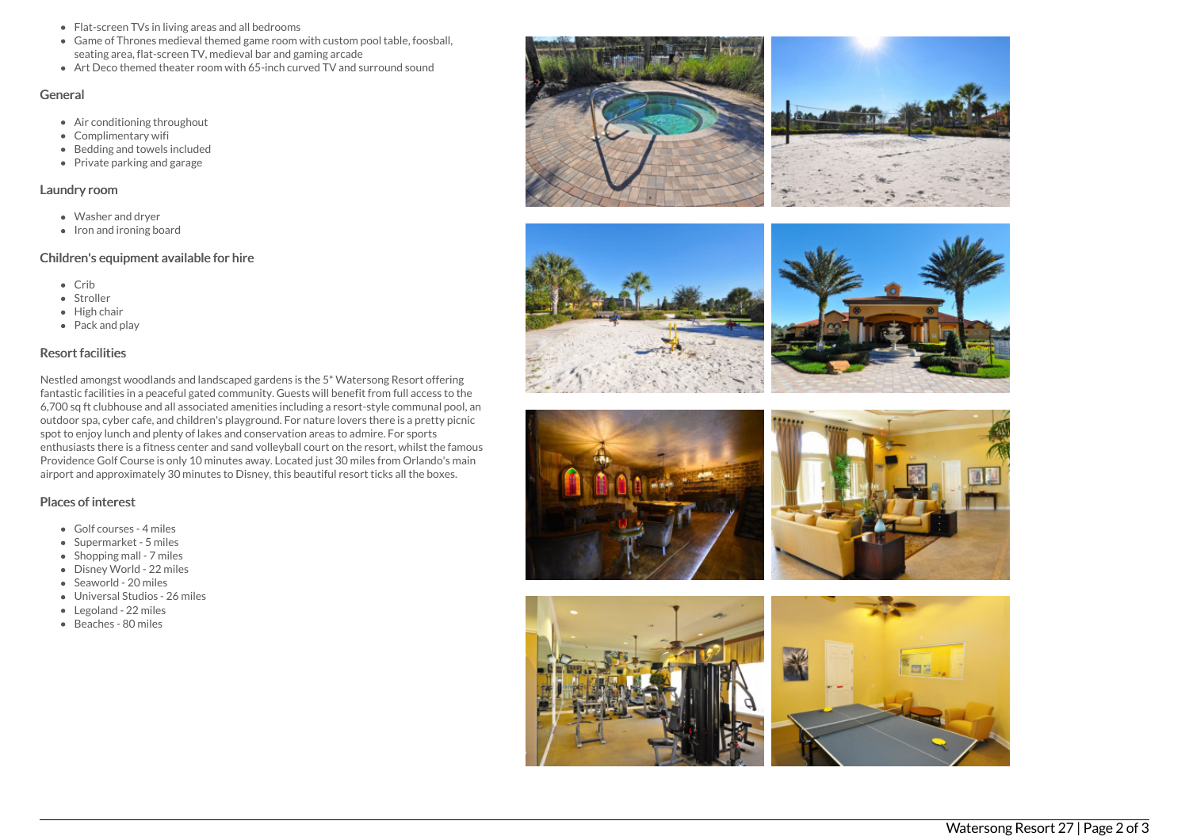- Flat-screen TVs in living areas and all bedrooms
- Game of Thrones medieval themed game room with custom pool table, foosball, seating area, flat-screen TV, medieval bar and gaming arcade
- Art Deco themed theater room with 65-inch curved TV and surround sound

## General

- Air conditioning throughout
- Complimentary wifi
- Bedding and towels included
- Private parking and garage

## Laundry room

- Washer and dryer
- Iron and ironing board

## Children's equipment available for hire

- Crib
- Stroller
- High chair
- Pack and play

## Resort facilities

Nestled amongst woodlands and landscaped gardens is the 5* Watersong Resort offering fantastic facilities in a peaceful gated community. Guests will benefit from full access to the 6,700 sq ft clubhouse and all associated amenities including a resort-style communal pool, an outdoor spa, cyber cafe, and children's playground. For nature lovers there is a pretty picnic spot to enjoy lunch and plenty of lakes and conservation areas to admire. For sports enthusiasts there is a fitness center and sand volleyball court on the resort, whilst the famous Providence Golf Course is only 10 minutes away. Located just 30 miles from Orlando's main airport and approximately 30 minutes to Disney, this beautiful resort ticks all the boxes.

## Places of interest

- Golf courses - 4 miles
- Supermarket - 5 miles
- Shopping mall - 7 miles
- Disney World - 22 miles
- Seaworld - 20 miles
- Universal Studios - 26 miles
- Legoland - 22 miles
- Beaches - 80 miles